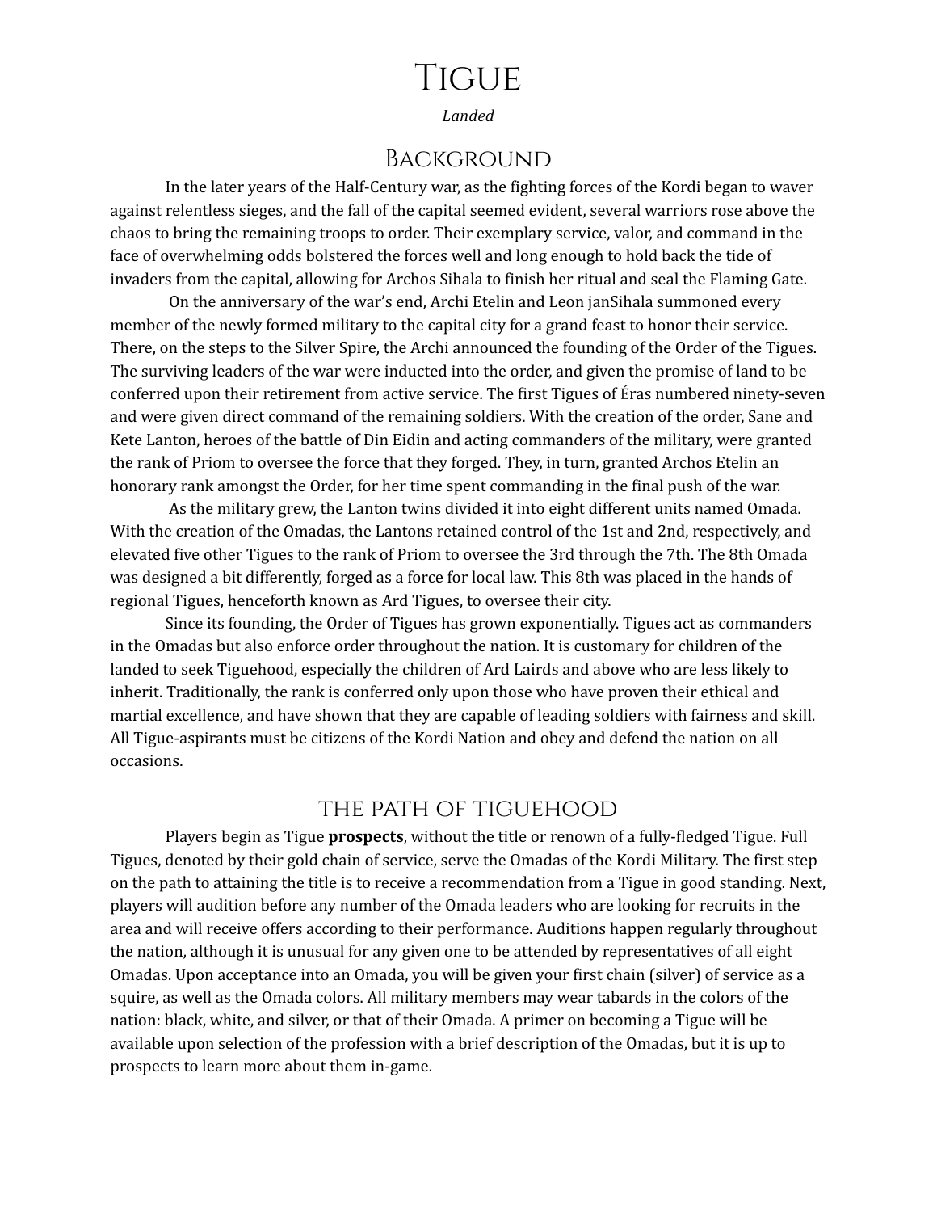# Tigue

*Landed*

## Background

In the later years of the Half-Century war, as the fighting forces of the Kordi began to waver against relentless sieges, and the fall of the capital seemed evident, several warriors rose above the chaos to bring the remaining troops to order. Their exemplary service, valor, and command in the face of overwhelming odds bolstered the forces well and long enough to hold back the tide of invaders from the capital, allowing for Archos Sihala to finish her ritual and seal the Flaming Gate.

On the anniversary of the war's end, Archi Etelin and Leon janSihala summoned every member of the newly formed military to the capital city for a grand feast to honor their service. There, on the steps to the Silver Spire, the Archi announced the founding of the Order of the Tigues. The surviving leaders of the war were inducted into the order, and given the promise of land to be conferred upon their retirement from active service. The first Tigues of Éras numbered ninety-seven and were given direct command of the remaining soldiers. With the creation of the order, Sane and Kete Lanton, heroes of the battle of Din Eidin and acting commanders of the military, were granted the rank of Priom to oversee the force that they forged. They, in turn, granted Archos Etelin an honorary rank amongst the Order, for her time spent commanding in the final push of the war.

As the military grew, the Lanton twins divided it into eight different units named Omada. With the creation of the Omadas, the Lantons retained control of the 1st and 2nd, respectively, and elevated five other Tigues to the rank of Priom to oversee the 3rd through the 7th. The 8th Omada was designed a bit differently, forged as a force for local law. This 8th was placed in the hands of regional Tigues, henceforth known as Ard Tigues, to oversee their city.

Since its founding, the Order of Tigues has grown exponentially. Tigues act as commanders in the Omadas but also enforce order throughout the nation. It is customary for children of the landed to seek Tiguehood, especially the children of Ard Lairds and above who are less likely to inherit. Traditionally, the rank is conferred only upon those who have proven their ethical and martial excellence, and have shown that they are capable of leading soldiers with fairness and skill. All Tigue-aspirants must be citizens of the Kordi Nation and obey and defend the nation on all occasions.

## The Path of Tiguehood

Players begin as Tigue **prospects**, without the title or renown of a fully-fledged Tigue. Full Tigues, denoted by their gold chain of service, serve the Omadas of the Kordi Military. The first step on the path to attaining the title is to receive a recommendation from a Tigue in good standing. Next, players will audition before any number of the Omada leaders who are looking for recruits in the area and will receive offers according to their performance. Auditions happen regularly throughout the nation, although it is unusual for any given one to be attended by representatives of all eight Omadas. Upon acceptance into an Omada, you will be given your first chain (silver) of service as a squire, as well as the Omada colors. All military members may wear tabards in the colors of the nation: black, white, and silver, or that of their Omada. A primer on becoming a Tigue will be available upon selection of the profession with a brief description of the Omadas, but it is up to prospects to learn more about them in-game.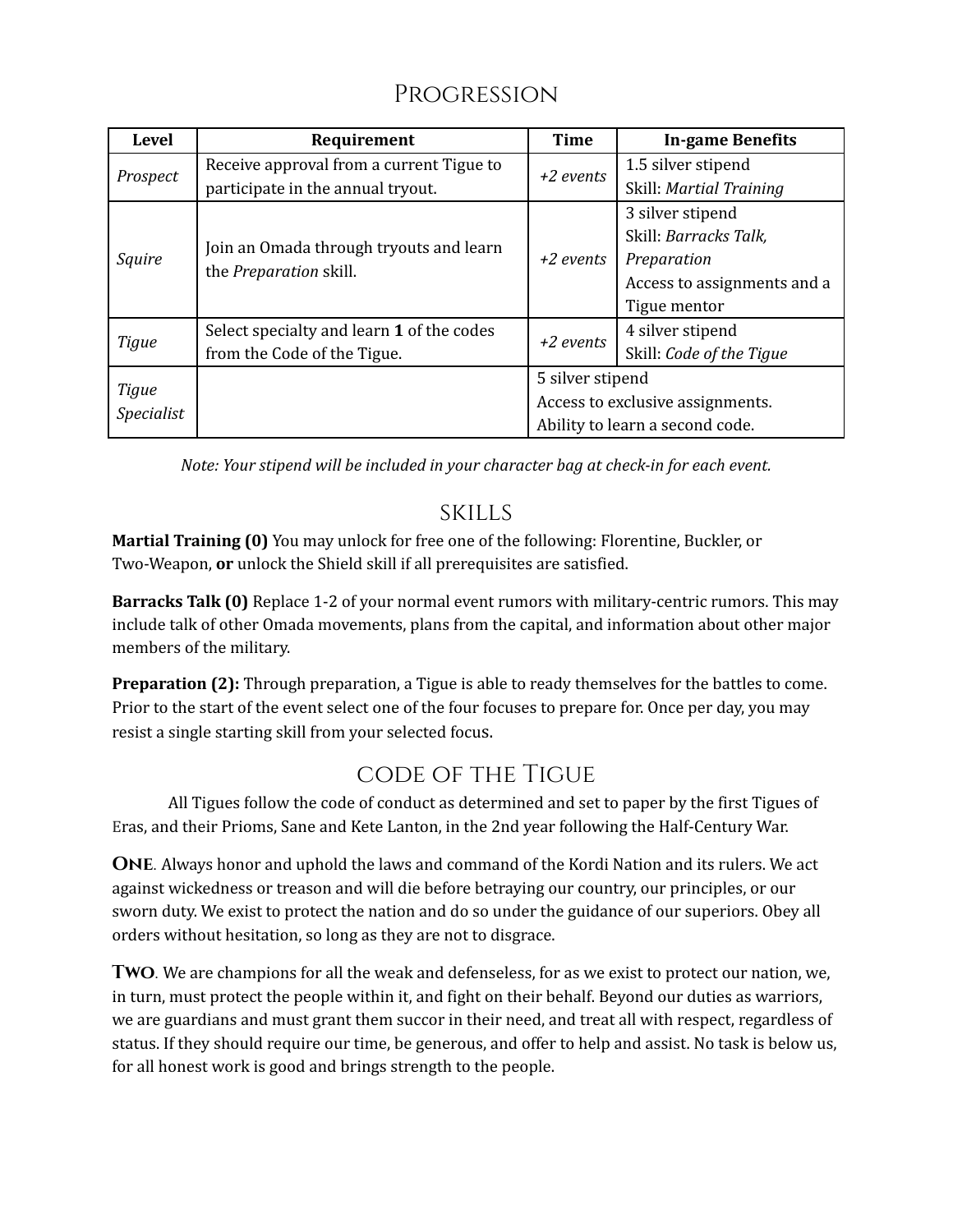# Progression

| Level | Requirement | Time | In-game Benefits |
|---|---|---|---|
| *Prospect* | Receive approval from a current Tigue to participate in the annual tryout. | *+2 events* | 1.5 silver stipend<br>Skill: *Martial Training* |
| *Squire* | Join an Omada through tryouts and learn the *Preparation* skill. | *+2 events* | 3 silver stipend<br>Skill: *Barracks Talk, Preparation*<br>Access to assignments and a Tigue mentor |
| *Tigue* | Select specialty and learn **1** of the codes from the Code of the Tigue. | *+2 events* | 4 silver stipend<br>Skill: *Code of the Tigue* |
| *Tigue Specialist* | | 5 silver stipend<br>Access to exclusive assignments.<br>Ability to learn a second code. | |

*Note: Your stipend will be included in your character bag at check-in for each event.*

## Skills

**Martial Training (0)** You may unlock for free one of the following: Florentine, Buckler, or Two-Weapon, **or** unlock the Shield skill if all prerequisites are satisfied.

**Barracks Talk (0)** Replace 1-2 of your normal event rumors with military-centric rumors. This may include talk of other Omada movements, plans from the capital, and information about other major members of the military.

**Preparation (2):** Through preparation, a Tigue is able to ready themselves for the battles to come. Prior to the start of the event select one of the four focuses to prepare for. Once per day, you may resist a single starting skill from your selected focus.

## Code of the Tigue

All Tigues follow the code of conduct as determined and set to paper by the first Tigues of Eras, and their Prioms, Sane and Kete Lanton, in the 2nd year following the Half-Century War.

**One**. Always honor and uphold the laws and command of the Kordi Nation and its rulers. We act against wickedness or treason and will die before betraying our country, our principles, or our sworn duty. We exist to protect the nation and do so under the guidance of our superiors. Obey all orders without hesitation, so long as they are not to disgrace.

**Two**. We are champions for all the weak and defenseless, for as we exist to protect our nation, we, in turn, must protect the people within it, and fight on their behalf. Beyond our duties as warriors, we are guardians and must grant them succor in their need, and treat all with respect, regardless of status. If they should require our time, be generous, and offer to help and assist. No task is below us, for all honest work is good and brings strength to the people.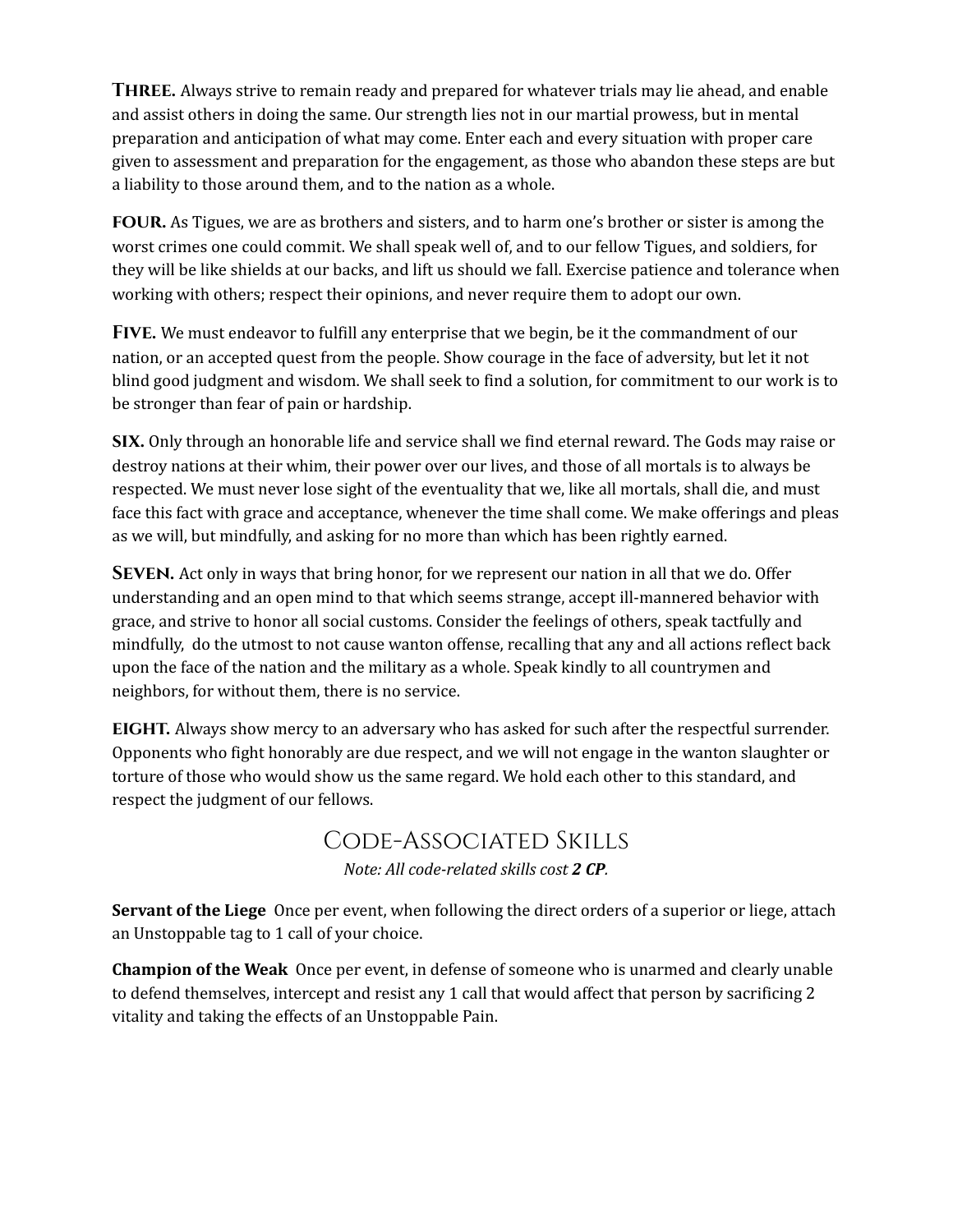**Three.** Always strive to remain ready and prepared for whatever trials may lie ahead, and enable and assist others in doing the same. Our strength lies not in our martial prowess, but in mental preparation and anticipation of what may come. Enter each and every situation with proper care given to assessment and preparation for the engagement, as those who abandon these steps are but a liability to those around them, and to the nation as a whole.

**FOUR.** As Tigues, we are as brothers and sisters, and to harm one's brother or sister is among the worst crimes one could commit. We shall speak well of, and to our fellow Tigues, and soldiers, for they will be like shields at our backs, and lift us should we fall. Exercise patience and tolerance when working with others; respect their opinions, and never require them to adopt our own.

**Five.** We must endeavor to fulfill any enterprise that we begin, be it the commandment of our nation, or an accepted quest from the people. Show courage in the face of adversity, but let it not blind good judgment and wisdom. We shall seek to find a solution, for commitment to our work is to be stronger than fear of pain or hardship.

**SIX.** Only through an honorable life and service shall we find eternal reward. The Gods may raise or destroy nations at their whim, their power over our lives, and those of all mortals is to always be respected. We must never lose sight of the eventuality that we, like all mortals, shall die, and must face this fact with grace and acceptance, whenever the time shall come. We make offerings and pleas as we will, but mindfully, and asking for no more than which has been rightly earned.

**Seven.** Act only in ways that bring honor, for we represent our nation in all that we do. Offer understanding and an open mind to that which seems strange, accept ill-mannered behavior with grace, and strive to honor all social customs. Consider the feelings of others, speak tactfully and mindfully, do the utmost to not cause wanton offense, recalling that any and all actions reflect back upon the face of the nation and the military as a whole. Speak kindly to all countrymen and neighbors, for without them, there is no service.

**EIGHT.** Always show mercy to an adversary who has asked for such after the respectful surrender. Opponents who fight honorably are due respect, and we will not engage in the wanton slaughter or torture of those who would show us the same regard. We hold each other to this standard, and respect the judgment of our fellows.

## Code-Associated Skills

*Note: All code-related skills cost **2 CP**.*

**Servant of the Liege** Once per event, when following the direct orders of a superior or liege, attach an Unstoppable tag to 1 call of your choice.

**Champion of the Weak** Once per event, in defense of someone who is unarmed and clearly unable to defend themselves, intercept and resist any 1 call that would affect that person by sacrificing 2 vitality and taking the effects of an Unstoppable Pain.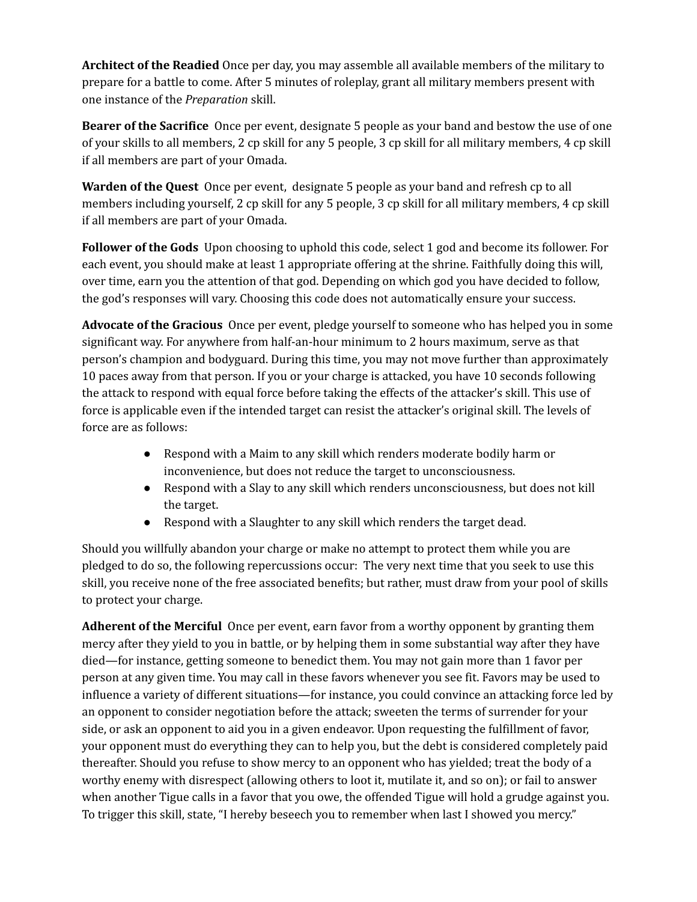**Architect of the Readied** Once per day, you may assemble all available members of the military to prepare for a battle to come. After 5 minutes of roleplay, grant all military members present with one instance of the *Preparation* skill.

**Bearer of the Sacrifice** Once per event, designate 5 people as your band and bestow the use of one of your skills to all members, 2 cp skill for any 5 people, 3 cp skill for all military members, 4 cp skill if all members are part of your Omada.

**Warden of the Quest** Once per event, designate 5 people as your band and refresh cp to all members including yourself, 2 cp skill for any 5 people, 3 cp skill for all military members, 4 cp skill if all members are part of your Omada.

**Follower of the Gods** Upon choosing to uphold this code, select 1 god and become its follower. For each event, you should make at least 1 appropriate offering at the shrine. Faithfully doing this will, over time, earn you the attention of that god. Depending on which god you have decided to follow, the god's responses will vary. Choosing this code does not automatically ensure your success.

**Advocate of the Gracious** Once per event, pledge yourself to someone who has helped you in some significant way. For anywhere from half-an-hour minimum to 2 hours maximum, serve as that person's champion and bodyguard. During this time, you may not move further than approximately 10 paces away from that person. If you or your charge is attacked, you have 10 seconds following the attack to respond with equal force before taking the effects of the attacker's skill. This use of force is applicable even if the intended target can resist the attacker's original skill. The levels of force are as follows:

- Respond with a Maim to any skill which renders moderate bodily harm or inconvenience, but does not reduce the target to unconsciousness.
- Respond with a Slay to any skill which renders unconsciousness, but does not kill the target.
- Respond with a Slaughter to any skill which renders the target dead.

Should you willfully abandon your charge or make no attempt to protect them while you are pledged to do so, the following repercussions occur: The very next time that you seek to use this skill, you receive none of the free associated benefits; but rather, must draw from your pool of skills to protect your charge.

**Adherent of the Merciful** Once per event, earn favor from a worthy opponent by granting them mercy after they yield to you in battle, or by helping them in some substantial way after they have died—for instance, getting someone to benedict them. You may not gain more than 1 favor per person at any given time. You may call in these favors whenever you see fit. Favors may be used to influence a variety of different situations—for instance, you could convince an attacking force led by an opponent to consider negotiation before the attack; sweeten the terms of surrender for your side, or ask an opponent to aid you in a given endeavor. Upon requesting the fulfillment of favor, your opponent must do everything they can to help you, but the debt is considered completely paid thereafter. Should you refuse to show mercy to an opponent who has yielded; treat the body of a worthy enemy with disrespect (allowing others to loot it, mutilate it, and so on); or fail to answer when another Tigue calls in a favor that you owe, the offended Tigue will hold a grudge against you. To trigger this skill, state, "I hereby beseech you to remember when last I showed you mercy."